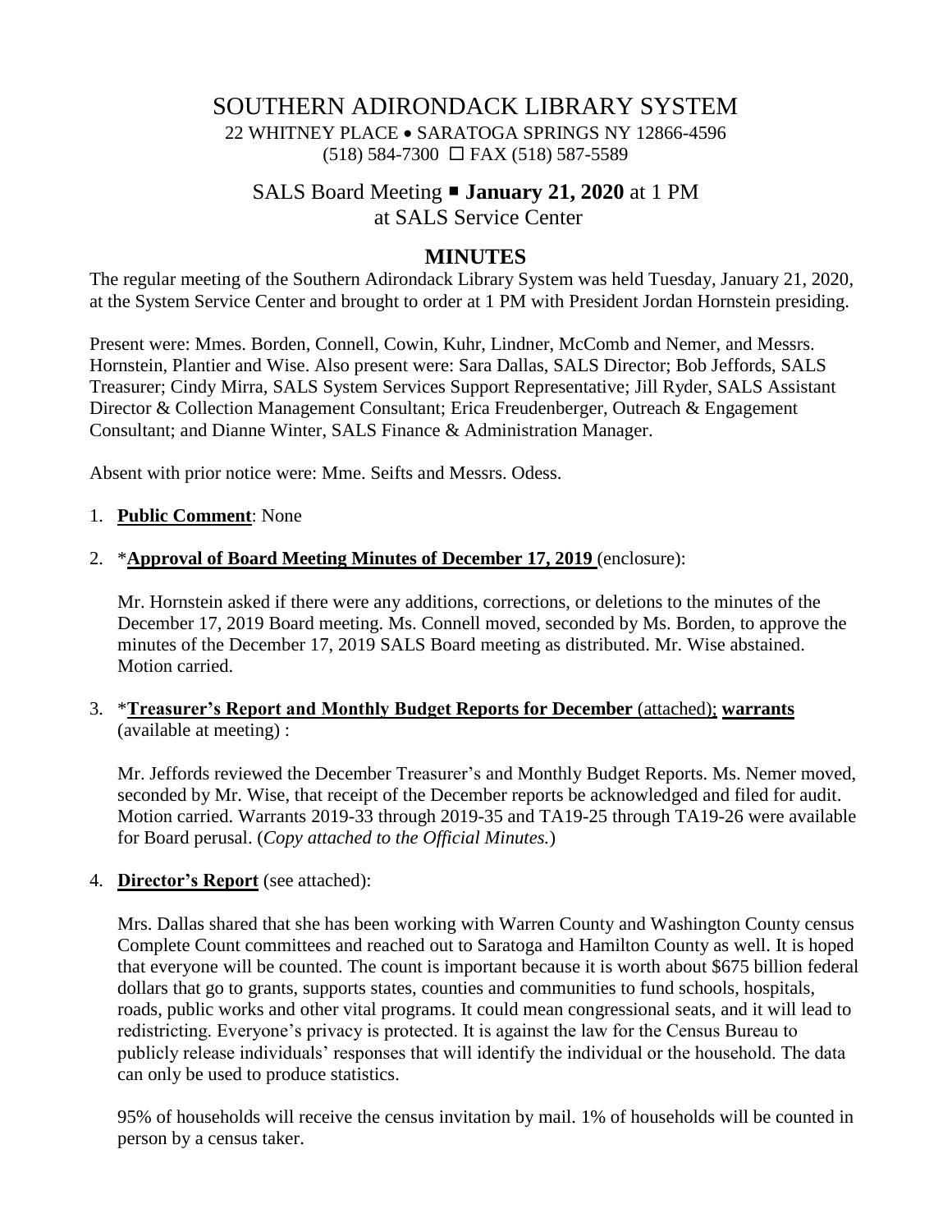# SOUTHERN ADIRONDACK LIBRARY SYSTEM

22 WHITNEY PLACE • SARATOGA SPRINGS NY 12866-4596
(518) 584-7300 ☐ FAX (518) 587-5589

## SALS Board Meeting ▪ **January 21, 2020** at 1 PM at SALS Service Center

## MINUTES

The regular meeting of the Southern Adirondack Library System was held Tuesday, January 21, 2020, at the System Service Center and brought to order at 1 PM with President Jordan Hornstein presiding.

Present were: Mmes. Borden, Connell, Cowin, Kuhr, Lindner, McComb and Nemer, and Messrs. Hornstein, Plantier and Wise. Also present were: Sara Dallas, SALS Director; Bob Jeffords, SALS Treasurer; Cindy Mirra, SALS System Services Support Representative; Jill Ryder, SALS Assistant Director & Collection Management Consultant; Erica Freudenberger, Outreach & Engagement Consultant; and Dianne Winter, SALS Finance & Administration Manager.

Absent with prior notice were: Mme. Seifts and Messrs. Odess.

1. **Public Comment**: None

2. *__Approval of Board Meeting Minutes of December 17, 2019__ (enclosure):

   Mr. Hornstein asked if there were any additions, corrections, or deletions to the minutes of the December 17, 2019 Board meeting. Ms. Connell moved, seconded by Ms. Borden, to approve the minutes of the December 17, 2019 SALS Board meeting as distributed. Mr. Wise abstained. Motion carried.

3. *__Treasurer's Report and Monthly Budget Reports for December__ (attached); __warrants__ (available at meeting) :

   Mr. Jeffords reviewed the December Treasurer's and Monthly Budget Reports. Ms. Nemer moved, seconded by Mr. Wise, that receipt of the December reports be acknowledged and filed for audit. Motion carried. Warrants 2019-33 through 2019-35 and TA19-25 through TA19-26 were available for Board perusal. (*Copy attached to the Official Minutes.*)

4. **Director's Report** (see attached):

   Mrs. Dallas shared that she has been working with Warren County and Washington County census Complete Count committees and reached out to Saratoga and Hamilton County as well. It is hoped that everyone will be counted. The count is important because it is worth about $675 billion federal dollars that go to grants, supports states, counties and communities to fund schools, hospitals, roads, public works and other vital programs. It could mean congressional seats, and it will lead to redistricting. Everyone's privacy is protected. It is against the law for the Census Bureau to publicly release individuals' responses that will identify the individual or the household. The data can only be used to produce statistics.

   95% of households will receive the census invitation by mail. 1% of households will be counted in person by a census taker.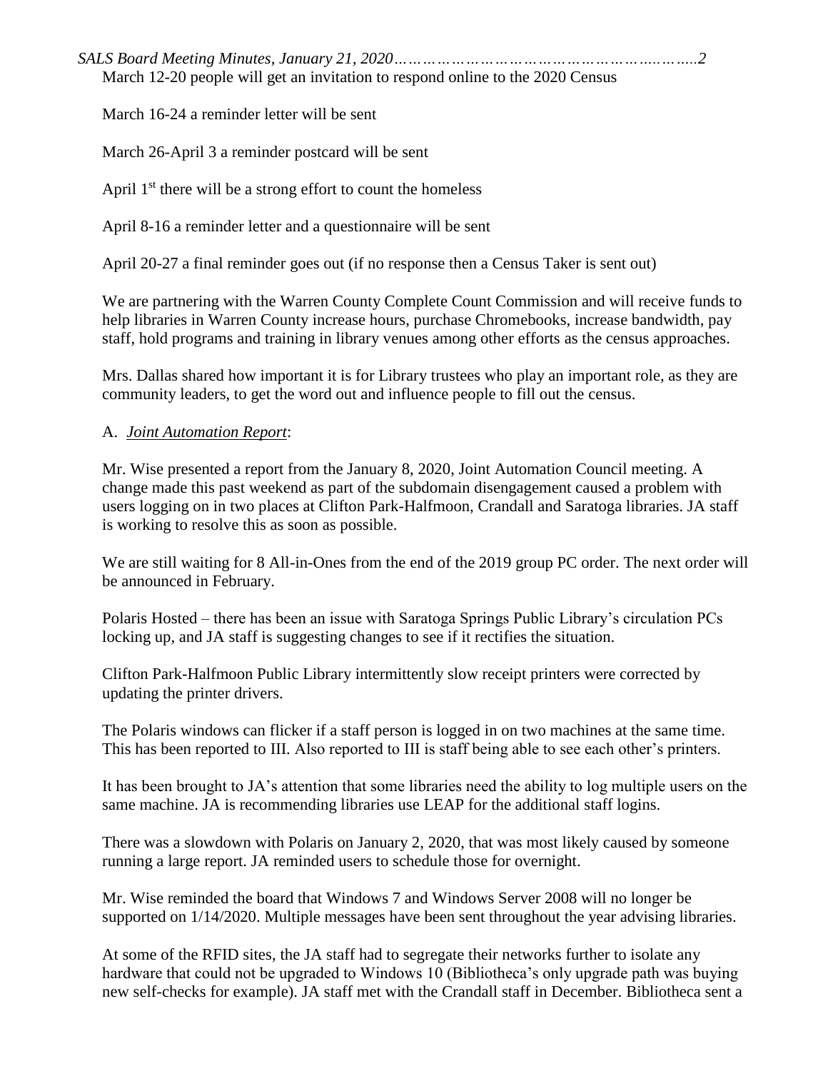March 12-20 people will get an invitation to respond online to the 2020 Census

March 16-24 a reminder letter will be sent

March 26-April 3 a reminder postcard will be sent

April 1st there will be a strong effort to count the homeless

April 8-16 a reminder letter and a questionnaire will be sent

April 20-27 a final reminder goes out (if no response then a Census Taker is sent out)

We are partnering with the Warren County Complete Count Commission and will receive funds to help libraries in Warren County increase hours, purchase Chromebooks, increase bandwidth, pay staff, hold programs and training in library venues among other efforts as the census approaches.

Mrs. Dallas shared how important it is for Library trustees who play an important role, as they are community leaders, to get the word out and influence people to fill out the census.

A. *Joint Automation Report*:

Mr. Wise presented a report from the January 8, 2020, Joint Automation Council meeting. A change made this past weekend as part of the subdomain disengagement caused a problem with users logging on in two places at Clifton Park-Halfmoon, Crandall and Saratoga libraries. JA staff is working to resolve this as soon as possible.

We are still waiting for 8 All-in-Ones from the end of the 2019 group PC order. The next order will be announced in February.

Polaris Hosted – there has been an issue with Saratoga Springs Public Library's circulation PCs locking up, and JA staff is suggesting changes to see if it rectifies the situation.

Clifton Park-Halfmoon Public Library intermittently slow receipt printers were corrected by updating the printer drivers.

The Polaris windows can flicker if a staff person is logged in on two machines at the same time. This has been reported to III. Also reported to III is staff being able to see each other's printers.

It has been brought to JA's attention that some libraries need the ability to log multiple users on the same machine. JA is recommending libraries use LEAP for the additional staff logins.

There was a slowdown with Polaris on January 2, 2020, that was most likely caused by someone running a large report. JA reminded users to schedule those for overnight.

Mr. Wise reminded the board that Windows 7 and Windows Server 2008 will no longer be supported on 1/14/2020. Multiple messages have been sent throughout the year advising libraries.

At some of the RFID sites, the JA staff had to segregate their networks further to isolate any hardware that could not be upgraded to Windows 10 (Bibliotheca's only upgrade path was buying new self-checks for example). JA staff met with the Crandall staff in December. Bibliotheca sent a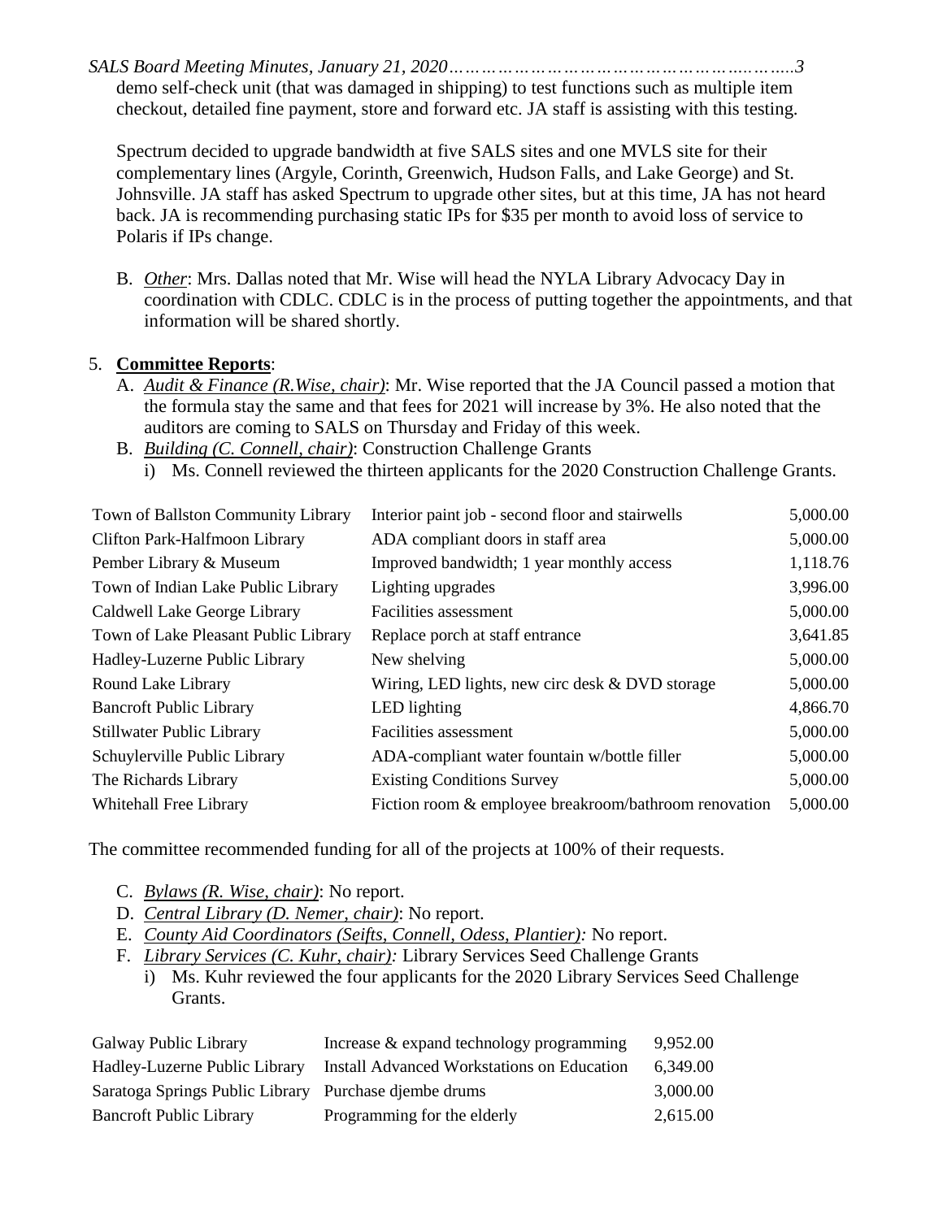demo self-check unit (that was damaged in shipping) to test functions such as multiple item checkout, detailed fine payment, store and forward etc. JA staff is assisting with this testing.

Spectrum decided to upgrade bandwidth at five SALS sites and one MVLS site for their complementary lines (Argyle, Corinth, Greenwich, Hudson Falls, and Lake George) and St. Johnsville. JA staff has asked Spectrum to upgrade other sites, but at this time, JA has not heard back. JA is recommending purchasing static IPs for $35 per month to avoid loss of service to Polaris if IPs change.

B. *Other*: Mrs. Dallas noted that Mr. Wise will head the NYLA Library Advocacy Day in coordination with CDLC. CDLC is in the process of putting together the appointments, and that information will be shared shortly.

5. **Committee Reports**:

A. *Audit & Finance (R.Wise, chair)*: Mr. Wise reported that the JA Council passed a motion that the formula stay the same and that fees for 2021 will increase by 3%. He also noted that the auditors are coming to SALS on Thursday and Friday of this week.

B. *Building (C. Connell, chair)*: Construction Challenge Grants

i) Ms. Connell reviewed the thirteen applicants for the 2020 Construction Challenge Grants.

| | | |
|---|---|---|
| Town of Ballston Community Library | Interior paint job - second floor and stairwells | 5,000.00 |
| Clifton Park-Halfmoon Library | ADA compliant doors in staff area | 5,000.00 |
| Pember Library & Museum | Improved bandwidth; 1 year monthly access | 1,118.76 |
| Town of Indian Lake Public Library | Lighting upgrades | 3,996.00 |
| Caldwell Lake George Library | Facilities assessment | 5,000.00 |
| Town of Lake Pleasant Public Library | Replace porch at staff entrance | 3,641.85 |
| Hadley-Luzerne Public Library | New shelving | 5,000.00 |
| Round Lake Library | Wiring, LED lights, new circ desk & DVD storage | 5,000.00 |
| Bancroft Public Library | LED lighting | 4,866.70 |
| Stillwater Public Library | Facilities assessment | 5,000.00 |
| Schuylerville Public Library | ADA-compliant water fountain w/bottle filler | 5,000.00 |
| The Richards Library | Existing Conditions Survey | 5,000.00 |
| Whitehall Free Library | Fiction room & employee breakroom/bathroom renovation | 5,000.00 |

The committee recommended funding for all of the projects at 100% of their requests.

C. *Bylaws (R. Wise, chair)*: No report.

D. *Central Library (D. Nemer, chair)*: No report.

E. *County Aid Coordinators (Seifts, Connell, Odess, Plantier):* No report.

F. *Library Services (C. Kuhr, chair):* Library Services Seed Challenge Grants

i) Ms. Kuhr reviewed the four applicants for the 2020 Library Services Seed Challenge Grants.

| | | |
|---|---|---|
| Galway Public Library | Increase & expand technology programming | 9,952.00 |
| Hadley-Luzerne Public Library | Install Advanced Workstations on Education | 6,349.00 |
| Saratoga Springs Public Library | Purchase djembe drums | 3,000.00 |
| Bancroft Public Library | Programming for the elderly | 2,615.00 |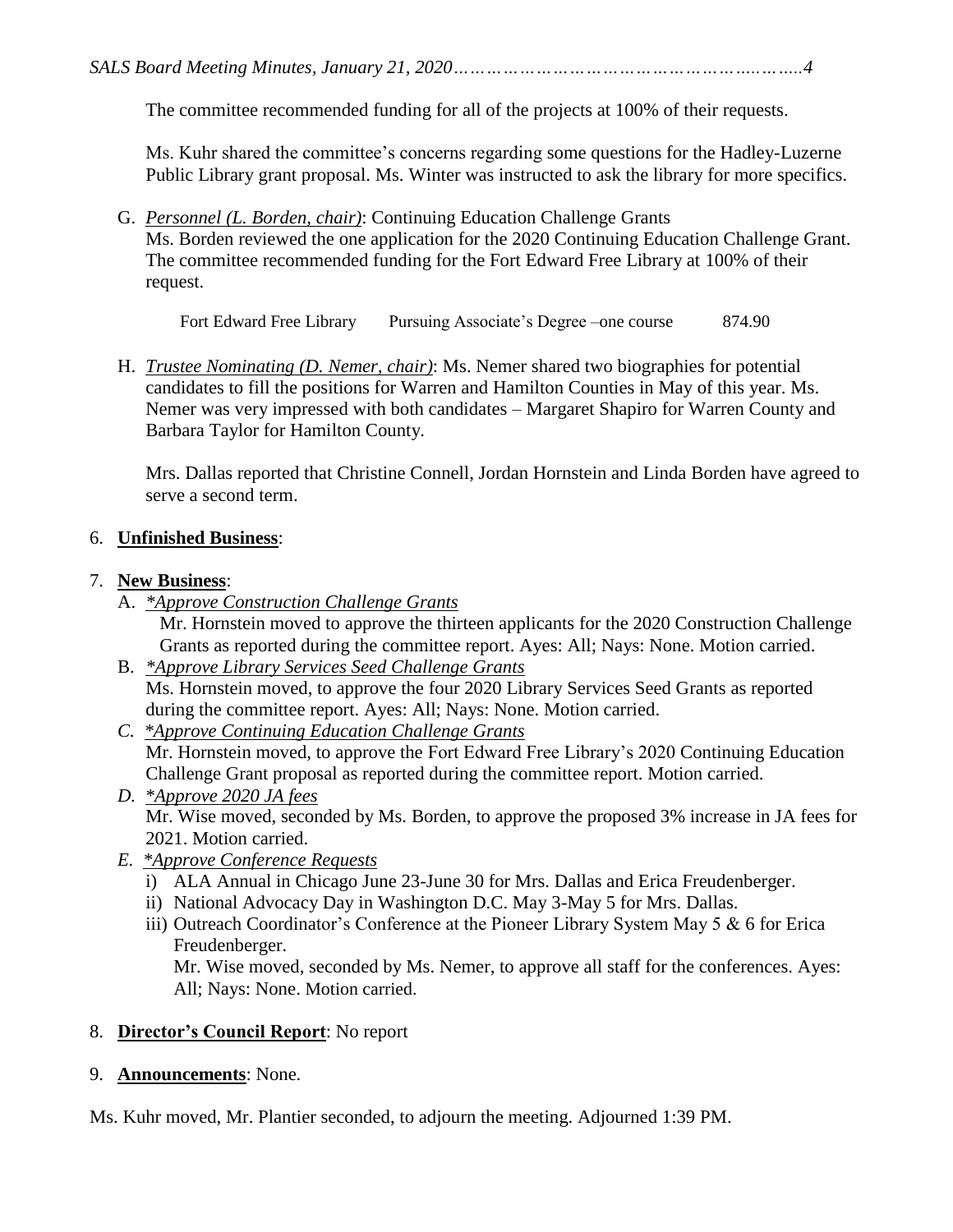The committee recommended funding for all of the projects at 100% of their requests.

Ms. Kuhr shared the committee's concerns regarding some questions for the Hadley-Luzerne Public Library grant proposal. Ms. Winter was instructed to ask the library for more specifics.

G. *Personnel (L. Borden, chair)*: Continuing Education Challenge Grants
Ms. Borden reviewed the one application for the 2020 Continuing Education Challenge Grant. The committee recommended funding for the Fort Edward Free Library at 100% of their request.

| | | |
|---|---|---|
| Fort Edward Free Library | Pursuing Associate's Degree –one course | 874.90 |

H. *Trustee Nominating (D. Nemer, chair)*: Ms. Nemer shared two biographies for potential candidates to fill the positions for Warren and Hamilton Counties in May of this year. Ms. Nemer was very impressed with both candidates – Margaret Shapiro for Warren County and Barbara Taylor for Hamilton County.

Mrs. Dallas reported that Christine Connell, Jordan Hornstein and Linda Borden have agreed to serve a second term.

6. **Unfinished Business**:

7. **New Business**:
   A. *\*Approve Construction Challenge Grants*
   Mr. Hornstein moved to approve the thirteen applicants for the 2020 Construction Challenge Grants as reported during the committee report. Ayes: All; Nays: None. Motion carried.
   B. *\*Approve Library Services Seed Challenge Grants*
   Ms. Hornstein moved, to approve the four 2020 Library Services Seed Grants as reported during the committee report. Ayes: All; Nays: None. Motion carried.
   C. *\*Approve Continuing Education Challenge Grants*
   Mr. Hornstein moved, to approve the Fort Edward Free Library's 2020 Continuing Education Challenge Grant proposal as reported during the committee report. Motion carried.
   D. *\*Approve 2020 JA fees*
   Mr. Wise moved, seconded by Ms. Borden, to approve the proposed 3% increase in JA fees for 2021. Motion carried.
   E. *\*Approve Conference Requests*
      i) ALA Annual in Chicago June 23-June 30 for Mrs. Dallas and Erica Freudenberger.
      ii) National Advocacy Day in Washington D.C. May 3-May 5 for Mrs. Dallas.
      iii) Outreach Coordinator's Conference at the Pioneer Library System May 5 & 6 for Erica Freudenberger.
      Mr. Wise moved, seconded by Ms. Nemer, to approve all staff for the conferences. Ayes: All; Nays: None. Motion carried.

8. **Director's Council Report**: No report

9. **Announcements**: None.

Ms. Kuhr moved, Mr. Plantier seconded, to adjourn the meeting. Adjourned 1:39 PM.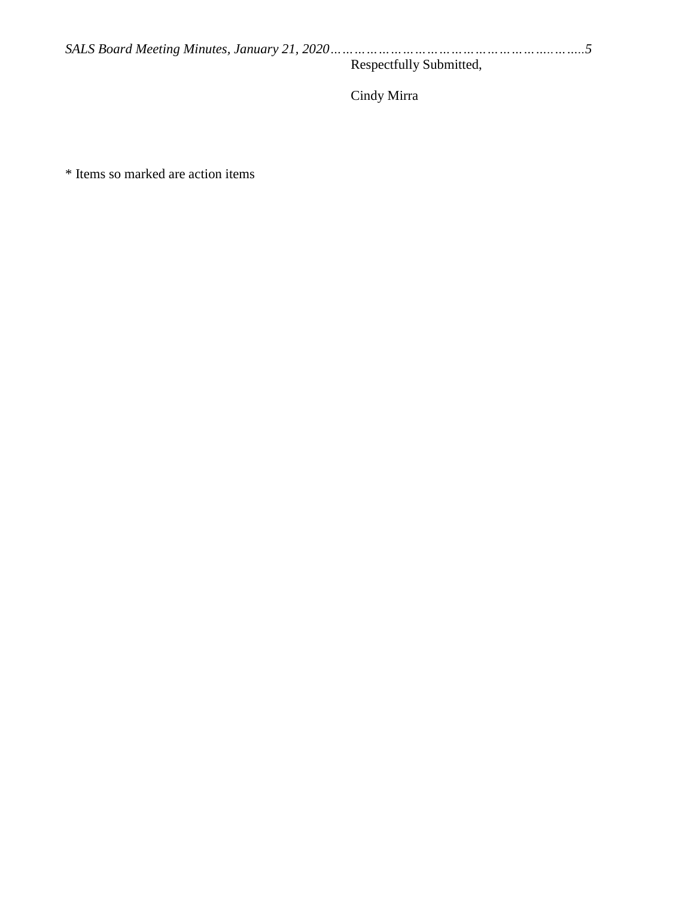Respectfully Submitted,

Cindy Mirra

* Items so marked are action items